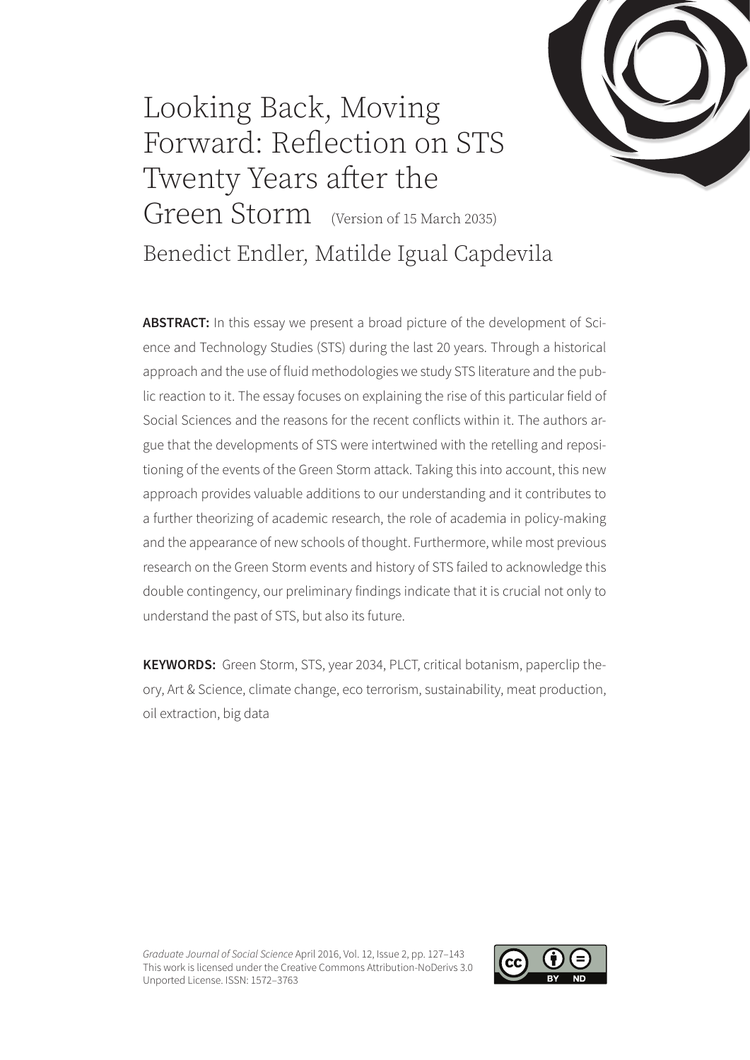# Looking Back, Moving Forward: Reflection on STS Twenty Years after the Green Storm (Version of 15 March 2035)

Benedict Endler, Matilde Igual Capdevila

**ABSTRACT:** In this essay we present a broad picture of the development of Science and Technology Studies (STS) during the last 20 years. Through a historical approach and the use of fluid methodologies we study STS literature and the public reaction to it. The essay focuses on explaining the rise of this particular field of Social Sciences and the reasons for the recent conflicts within it. The authors argue that the developments of STS were intertwined with the retelling and repositioning of the events of the Green Storm attack. Taking this into account, this new approach provides valuable additions to our understanding and it contributes to a further theorizing of academic research, the role of academia in policy-making and the appearance of new schools of thought. Furthermore, while most previous research on the Green Storm events and history of STS failed to acknowledge this double contingency, our preliminary findings indicate that it is crucial not only to understand the past of STS, but also its future.

**KEYWORDS:** Green Storm, STS, year 2034, PLCT, critical botanism, paperclip theory, Art & Science, climate change, eco terrorism, sustainability, meat production, oil extraction, big data

*Graduate Journal of Social Science* April 2016, Vol. 12, Issue 2, pp. 127–143
This work is licensed under the Creative Commons Attribution-NoDerivs 3.0 Unported License. ISSN: 1572–3763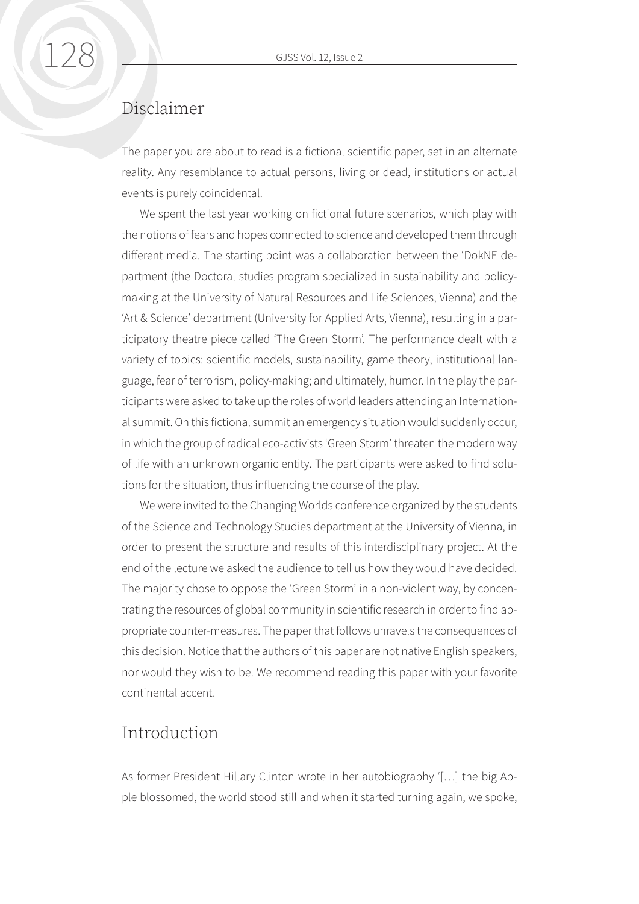## Disclaimer

The paper you are about to read is a fictional scientific paper, set in an alternate reality. Any resemblance to actual persons, living or dead, institutions or actual events is purely coincidental.

We spent the last year working on fictional future scenarios, which play with the notions of fears and hopes connected to science and developed them through different media. The starting point was a collaboration between the 'DokNE department (the Doctoral studies program specialized in sustainability and policy-making at the University of Natural Resources and Life Sciences, Vienna) and the 'Art & Science' department (University for Applied Arts, Vienna), resulting in a participatory theatre piece called 'The Green Storm'. The performance dealt with a variety of topics: scientific models, sustainability, game theory, institutional language, fear of terrorism, policy-making; and ultimately, humor. In the play the participants were asked to take up the roles of world leaders attending an International summit. On this fictional summit an emergency situation would suddenly occur, in which the group of radical eco-activists 'Green Storm' threaten the modern way of life with an unknown organic entity. The participants were asked to find solutions for the situation, thus influencing the course of the play.

We were invited to the Changing Worlds conference organized by the students of the Science and Technology Studies department at the University of Vienna, in order to present the structure and results of this interdisciplinary project. At the end of the lecture we asked the audience to tell us how they would have decided. The majority chose to oppose the 'Green Storm' in a non-violent way, by concentrating the resources of global community in scientific research in order to find appropriate counter-measures. The paper that follows unravels the consequences of this decision. Notice that the authors of this paper are not native English speakers, nor would they wish to be. We recommend reading this paper with your favorite continental accent.

## Introduction

As former President Hillary Clinton wrote in her autobiography '[…] the big Apple blossomed, the world stood still and when it started turning again, we spoke,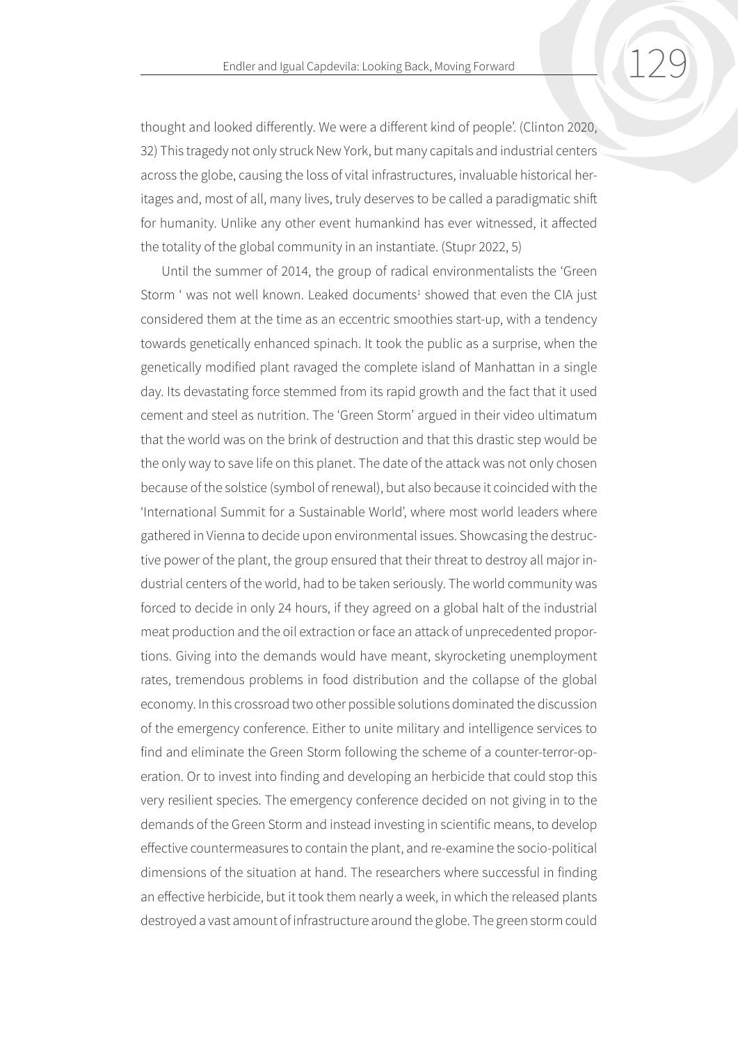thought and looked differently. We were a different kind of people'. (Clinton 2020, 32) This tragedy not only struck New York, but many capitals and industrial centers across the globe, causing the loss of vital infrastructures, invaluable historical heritages and, most of all, many lives, truly deserves to be called a paradigmatic shift for humanity. Unlike any other event humankind has ever witnessed, it affected the totality of the global community in an instantiate. (Stupr 2022, 5)

Until the summer of 2014, the group of radical environmentalists the 'Green Storm ' was not well known. Leaked documents[1] showed that even the CIA just considered them at the time as an eccentric smoothies start-up, with a tendency towards genetically enhanced spinach. It took the public as a surprise, when the genetically modified plant ravaged the complete island of Manhattan in a single day. Its devastating force stemmed from its rapid growth and the fact that it used cement and steel as nutrition. The 'Green Storm' argued in their video ultimatum that the world was on the brink of destruction and that this drastic step would be the only way to save life on this planet. The date of the attack was not only chosen because of the solstice (symbol of renewal), but also because it coincided with the 'International Summit for a Sustainable World', where most world leaders where gathered in Vienna to decide upon environmental issues. Showcasing the destructive power of the plant, the group ensured that their threat to destroy all major industrial centers of the world, had to be taken seriously. The world community was forced to decide in only 24 hours, if they agreed on a global halt of the industrial meat production and the oil extraction or face an attack of unprecedented proportions. Giving into the demands would have meant, skyrocketing unemployment rates, tremendous problems in food distribution and the collapse of the global economy. In this crossroad two other possible solutions dominated the discussion of the emergency conference. Either to unite military and intelligence services to find and eliminate the Green Storm following the scheme of a counter-terror-operation. Or to invest into finding and developing an herbicide that could stop this very resilient species. The emergency conference decided on not giving in to the demands of the Green Storm and instead investing in scientific means, to develop effective countermeasures to contain the plant, and re-examine the socio-political dimensions of the situation at hand. The researchers where successful in finding an effective herbicide, but it took them nearly a week, in which the released plants destroyed a vast amount of infrastructure around the globe. The green storm could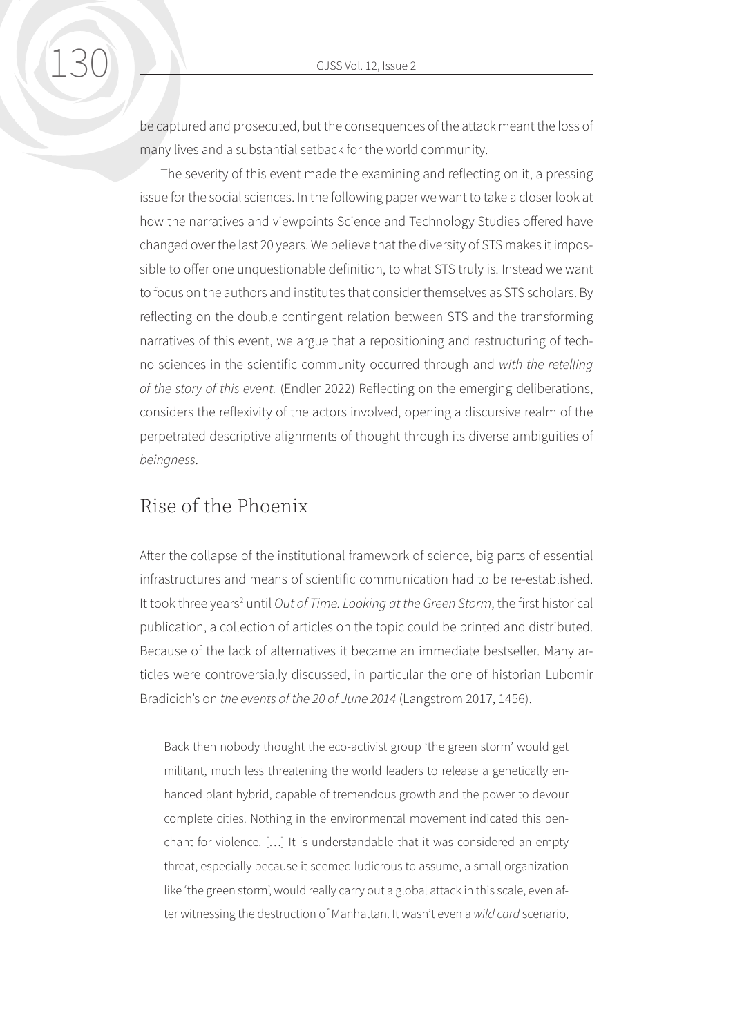be captured and prosecuted, but the consequences of the attack meant the loss of many lives and a substantial setback for the world community.

The severity of this event made the examining and reflecting on it, a pressing issue for the social sciences. In the following paper we want to take a closer look at how the narratives and viewpoints Science and Technology Studies offered have changed over the last 20 years. We believe that the diversity of STS makes it impossible to offer one unquestionable definition, to what STS truly is. Instead we want to focus on the authors and institutes that consider themselves as STS scholars. By reflecting on the double contingent relation between STS and the transforming narratives of this event, we argue that a repositioning and restructuring of techno sciences in the scientific community occurred through and *with the retelling of the story of this event.* (Endler 2022) Reflecting on the emerging deliberations, considers the reflexivity of the actors involved, opening a discursive realm of the perpetrated descriptive alignments of thought through its diverse ambiguities of *beingness*.

## Rise of the Phoenix

After the collapse of the institutional framework of science, big parts of essential infrastructures and means of scientific communication had to be re-established. It took three years[2] until *Out of Time. Looking at the Green Storm*, the first historical publication, a collection of articles on the topic could be printed and distributed. Because of the lack of alternatives it became an immediate bestseller. Many articles were controversially discussed, in particular the one of historian Lubomir Bradicich's on *the events of the 20 of June 2014* (Langstrom 2017, 1456).

> Back then nobody thought the eco-activist group 'the green storm' would get militant, much less threatening the world leaders to release a genetically enhanced plant hybrid, capable of tremendous growth and the power to devour complete cities. Nothing in the environmental movement indicated this penchant for violence. […] It is understandable that it was considered an empty threat, especially because it seemed ludicrous to assume, a small organization like 'the green storm', would really carry out a global attack in this scale, even after witnessing the destruction of Manhattan. It wasn't even a *wild card* scenario,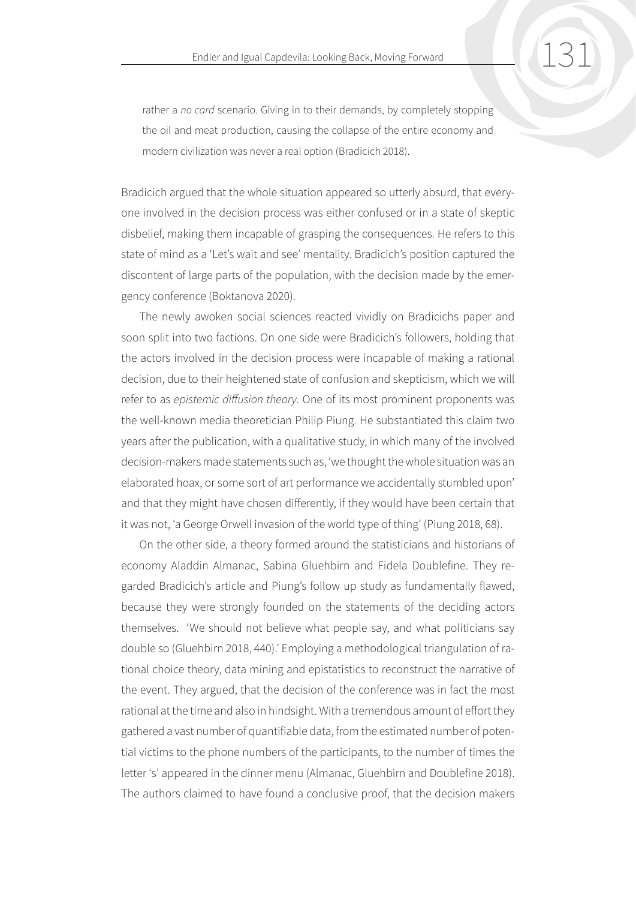rather a *no card* scenario. Giving in to their demands, by completely stopping the oil and meat production, causing the collapse of the entire economy and modern civilization was never a real option (Bradicich 2018).

Bradicich argued that the whole situation appeared so utterly absurd, that everyone involved in the decision process was either confused or in a state of skeptic disbelief, making them incapable of grasping the consequences. He refers to this state of mind as a 'Let's wait and see' mentality. Bradicich's position captured the discontent of large parts of the population, with the decision made by the emergency conference (Boktanova 2020).

The newly awoken social sciences reacted vividly on Bradicichs paper and soon split into two factions. On one side were Bradicich's followers, holding that the actors involved in the decision process were incapable of making a rational decision, due to their heightened state of confusion and skepticism, which we will refer to as *epistemic diffusion theory*. One of its most prominent proponents was the well-known media theoretician Philip Piung. He substantiated this claim two years after the publication, with a qualitative study, in which many of the involved decision-makers made statements such as, 'we thought the whole situation was an elaborated hoax, or some sort of art performance we accidentally stumbled upon' and that they might have chosen differently, if they would have been certain that it was not, 'a George Orwell invasion of the world type of thing' (Piung 2018, 68).

On the other side, a theory formed around the statisticians and historians of economy Aladdin Almanac, Sabina Gluehbirn and Fidela Doublefine. They regarded Bradicich's article and Piung's follow up study as fundamentally flawed, because they were strongly founded on the statements of the deciding actors themselves. 'We should not believe what people say, and what politicians say double so (Gluehbirn 2018, 440).' Employing a methodological triangulation of rational choice theory, data mining and epistatistics to reconstruct the narrative of the event. They argued, that the decision of the conference was in fact the most rational at the time and also in hindsight. With a tremendous amount of effort they gathered a vast number of quantifiable data, from the estimated number of potential victims to the phone numbers of the participants, to the number of times the letter 's' appeared in the dinner menu (Almanac, Gluehbirn and Doublefine 2018). The authors claimed to have found a conclusive proof, that the decision makers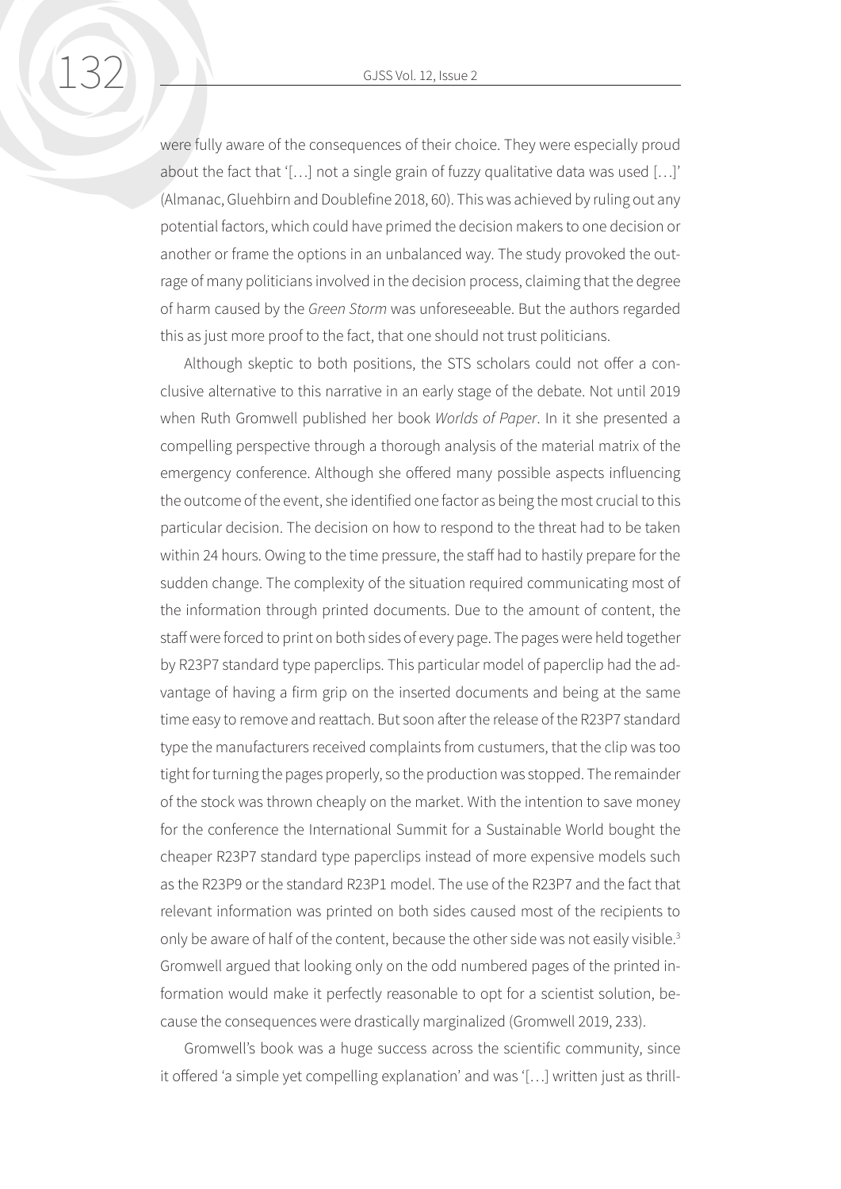were fully aware of the consequences of their choice. They were especially proud about the fact that '[…] not a single grain of fuzzy qualitative data was used […]' (Almanac, Gluehbirn and Doublefine 2018, 60). This was achieved by ruling out any potential factors, which could have primed the decision makers to one decision or another or frame the options in an unbalanced way. The study provoked the outrage of many politicians involved in the decision process, claiming that the degree of harm caused by the *Green Storm* was unforeseeable. But the authors regarded this as just more proof to the fact, that one should not trust politicians.

Although skeptic to both positions, the STS scholars could not offer a conclusive alternative to this narrative in an early stage of the debate. Not until 2019 when Ruth Gromwell published her book *Worlds of Paper*. In it she presented a compelling perspective through a thorough analysis of the material matrix of the emergency conference. Although she offered many possible aspects influencing the outcome of the event, she identified one factor as being the most crucial to this particular decision. The decision on how to respond to the threat had to be taken within 24 hours. Owing to the time pressure, the staff had to hastily prepare for the sudden change. The complexity of the situation required communicating most of the information through printed documents. Due to the amount of content, the staff were forced to print on both sides of every page. The pages were held together by R23P7 standard type paperclips. This particular model of paperclip had the advantage of having a firm grip on the inserted documents and being at the same time easy to remove and reattach. But soon after the release of the R23P7 standard type the manufacturers received complaints from custumers, that the clip was too tight for turning the pages properly, so the production was stopped. The remainder of the stock was thrown cheaply on the market. With the intention to save money for the conference the International Summit for a Sustainable World bought the cheaper R23P7 standard type paperclips instead of more expensive models such as the R23P9 or the standard R23P1 model. The use of the R23P7 and the fact that relevant information was printed on both sides caused most of the recipients to only be aware of half of the content, because the other side was not easily visible.[3] Gromwell argued that looking only on the odd numbered pages of the printed information would make it perfectly reasonable to opt for a scientist solution, because the consequences were drastically marginalized (Gromwell 2019, 233).

Gromwell's book was a huge success across the scientific community, since it offered 'a simple yet compelling explanation' and was '[…] written just as thrill-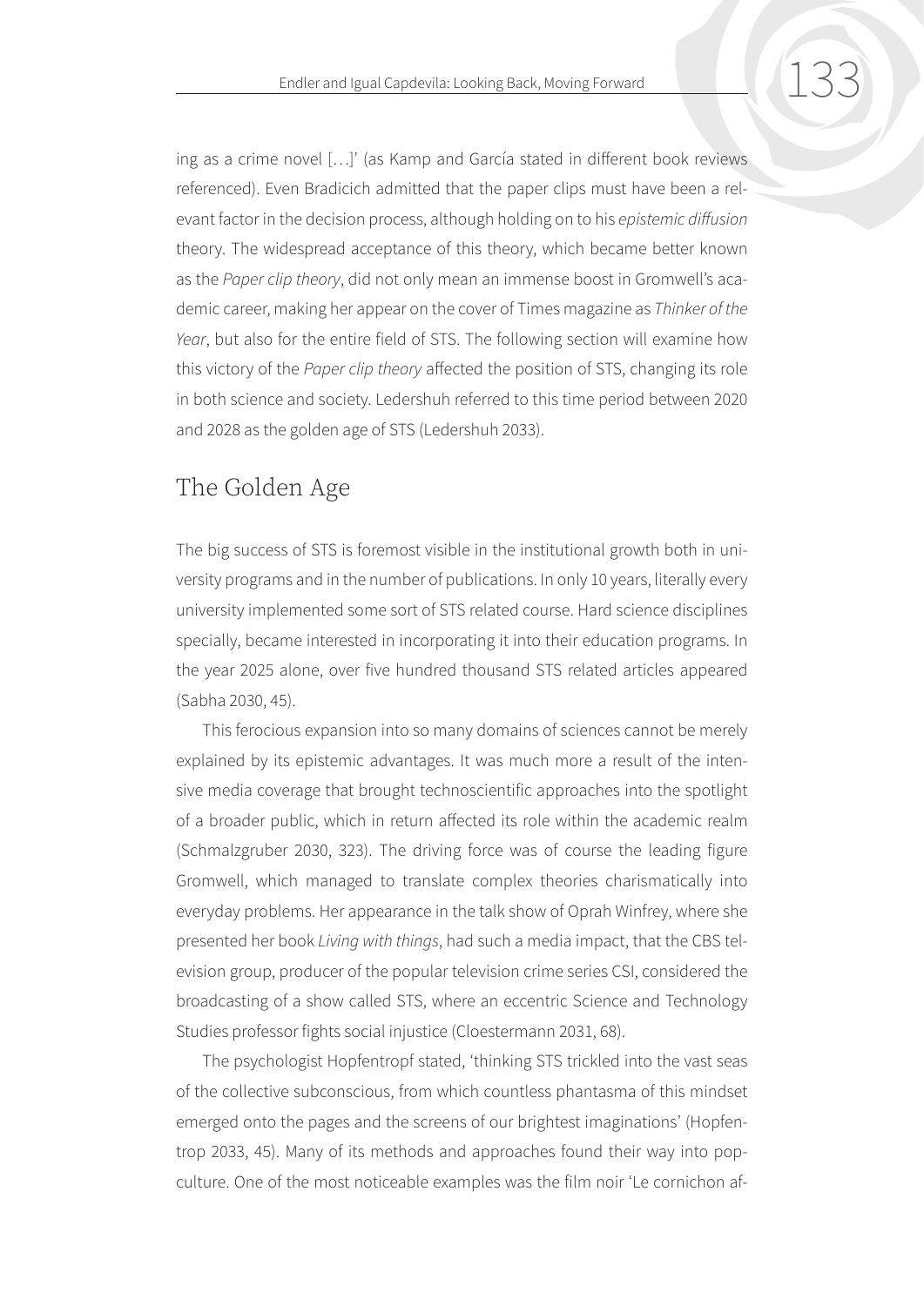ing as a crime novel […]' (as Kamp and García stated in different book reviews referenced). Even Bradicich admitted that the paper clips must have been a relevant factor in the decision process, although holding on to his *epistemic diffusion* theory. The widespread acceptance of this theory, which became better known as the *Paper clip theory*, did not only mean an immense boost in Gromwell's academic career, making her appear on the cover of Times magazine as *Thinker of the Year*, but also for the entire field of STS. The following section will examine how this victory of the *Paper clip theory* affected the position of STS, changing its role in both science and society. Ledershuh referred to this time period between 2020 and 2028 as the golden age of STS (Ledershuh 2033).

## The Golden Age

The big success of STS is foremost visible in the institutional growth both in university programs and in the number of publications. In only 10 years, literally every university implemented some sort of STS related course. Hard science disciplines specially, became interested in incorporating it into their education programs. In the year 2025 alone, over five hundred thousand STS related articles appeared (Sabha 2030, 45).

This ferocious expansion into so many domains of sciences cannot be merely explained by its epistemic advantages. It was much more a result of the intensive media coverage that brought technoscientific approaches into the spotlight of a broader public, which in return affected its role within the academic realm (Schmalzgruber 2030, 323). The driving force was of course the leading figure Gromwell, which managed to translate complex theories charismatically into everyday problems. Her appearance in the talk show of Oprah Winfrey, where she presented her book *Living with things*, had such a media impact, that the CBS television group, producer of the popular television crime series CSI, considered the broadcasting of a show called STS, where an eccentric Science and Technology Studies professor fights social injustice (Cloestermann 2031, 68).

The psychologist Hopfentropf stated, 'thinking STS trickled into the vast seas of the collective subconscious, from which countless phantasma of this mindset emerged onto the pages and the screens of our brightest imaginations' (Hopfentrop 2033, 45). Many of its methods and approaches found their way into pop-culture. One of the most noticeable examples was the film noir 'Le cornichon af-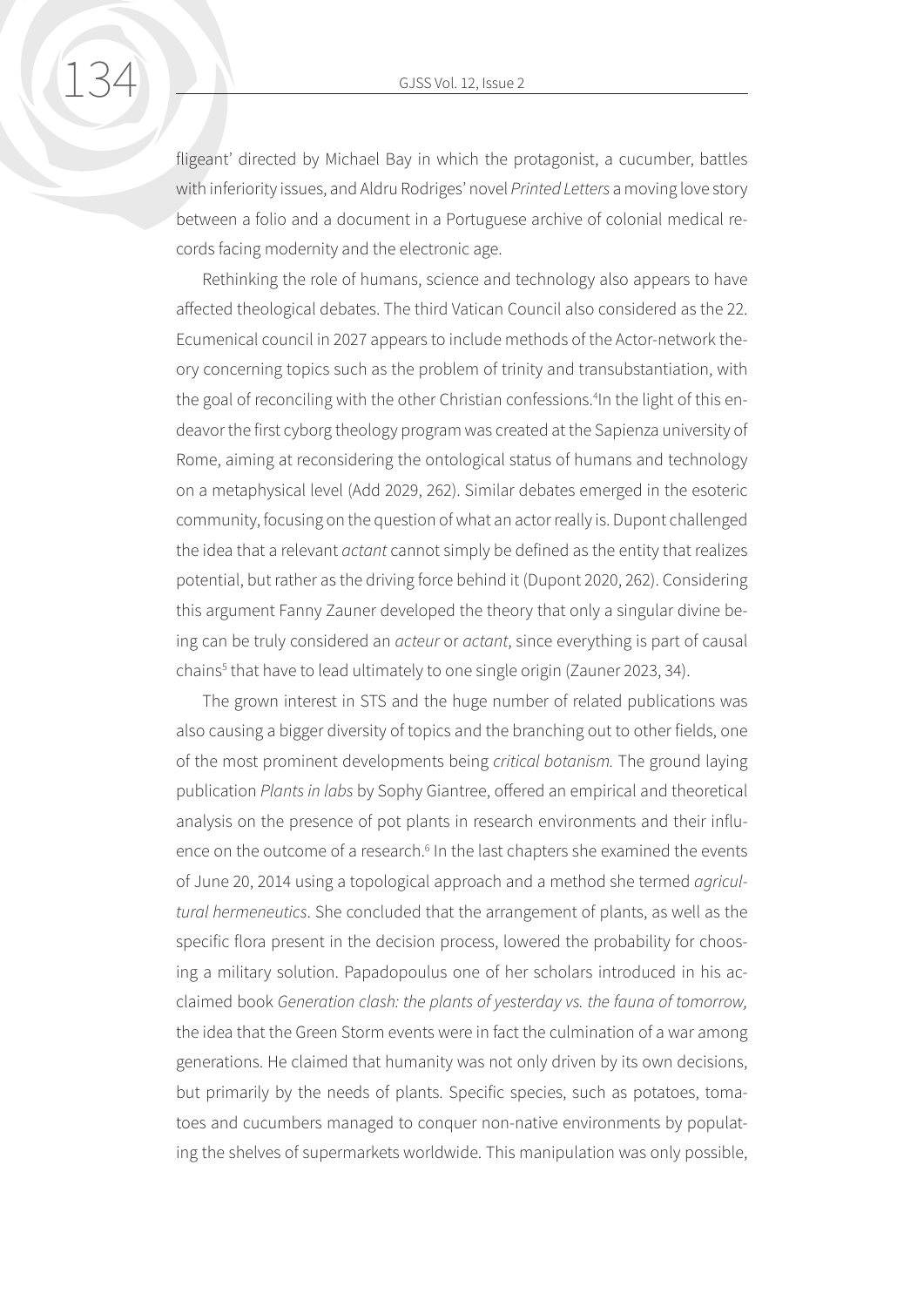fligeant' directed by Michael Bay in which the protagonist, a cucumber, battles with inferiority issues, and Aldru Rodriges' novel *Printed Letters* a moving love story between a folio and a document in a Portuguese archive of colonial medical records facing modernity and the electronic age.

Rethinking the role of humans, science and technology also appears to have affected theological debates. The third Vatican Council also considered as the 22. Ecumenical council in 2027 appears to include methods of the Actor-network theory concerning topics such as the problem of trinity and transubstantiation, with the goal of reconciling with the other Christian confessions.[4]In the light of this endeavor the first cyborg theology program was created at the Sapienza university of Rome, aiming at reconsidering the ontological status of humans and technology on a metaphysical level (Add 2029, 262). Similar debates emerged in the esoteric community, focusing on the question of what an actor really is. Dupont challenged the idea that a relevant *actant* cannot simply be defined as the entity that realizes potential, but rather as the driving force behind it (Dupont 2020, 262). Considering this argument Fanny Zauner developed the theory that only a singular divine being can be truly considered an *acteur* or *actant*, since everything is part of causal chains[5] that have to lead ultimately to one single origin (Zauner 2023, 34).

The grown interest in STS and the huge number of related publications was also causing a bigger diversity of topics and the branching out to other fields, one of the most prominent developments being *critical botanism.* The ground laying publication *Plants in labs* by Sophy Giantree, offered an empirical and theoretical analysis on the presence of pot plants in research environments and their influence on the outcome of a research.[6] In the last chapters she examined the events of June 20, 2014 using a topological approach and a method she termed *agricultural hermeneutics*. She concluded that the arrangement of plants, as well as the specific flora present in the decision process, lowered the probability for choosing a military solution. Papadopoulus one of her scholars introduced in his acclaimed book *Generation clash: the plants of yesterday vs. the fauna of tomorrow,* the idea that the Green Storm events were in fact the culmination of a war among generations. He claimed that humanity was not only driven by its own decisions, but primarily by the needs of plants. Specific species, such as potatoes, tomatoes and cucumbers managed to conquer non-native environments by populating the shelves of supermarkets worldwide. This manipulation was only possible,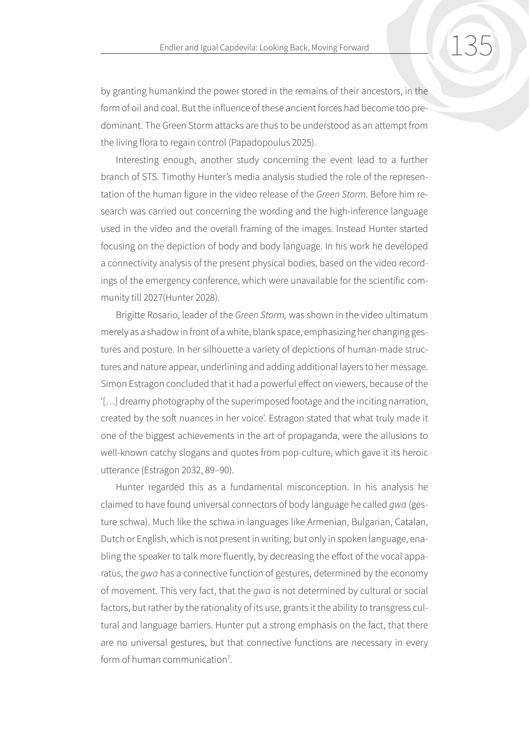by granting humankind the power stored in the remains of their ancestors, in the form of oil and coal. But the influence of these ancient forces had become too predominant. The Green Storm attacks are thus to be understood as an attempt from the living flora to regain control (Papadopoulus 2025).

Interesting enough, another study concerning the event lead to a further branch of STS. Timothy Hunter's media analysis studied the role of the representation of the human figure in the video release of the *Green Storm*. Before him research was carried out concerning the wording and the high-inference language used in the video and the overall framing of the images. Instead Hunter started focusing on the depiction of body and body language. In his work he developed a connectivity analysis of the present physical bodies, based on the video recordings of the emergency conference, which were unavailable for the scientific community till 2027(Hunter 2028).

Brigitte Rosario, leader of the *Green Storm,* was shown in the video ultimatum merely as a shadow in front of a white, blank space, emphasizing her changing gestures and posture. In her silhouette a variety of depictions of human-made structures and nature appear, underlining and adding additional layers to her message. Simon Estragon concluded that it had a powerful effect on viewers, because of the '[…] dreamy photography of the superimposed footage and the inciting narration, created by the soft nuances in her voice'. Estragon stated that what truly made it one of the biggest achievements in the art of propaganda, were the allusions to well-known catchy slogans and quotes from pop-culture, which gave it its heroic utterance (Estragon 2032, 89–90).

Hunter regarded this as a fundamental misconception. In his analysis he claimed to have found universal connectors of body language he called *gwa* (gesture schwa). Much like the schwa in languages like Armenian, Bulgarian, Catalan, Dutch or English, which is not present in writing, but only in spoken language, enabling the speaker to talk more fluently, by decreasing the effort of the vocal apparatus, the *gwa* has a connective function of gestures, determined by the economy of movement. This very fact, that the *gwa* is not determined by cultural or social factors, but rather by the rationality of its use, grants it the ability to transgress cultural and language barriers. Hunter put a strong emphasis on the fact, that there are no universal gestures, but that connective functions are necessary in every form of human communication[7].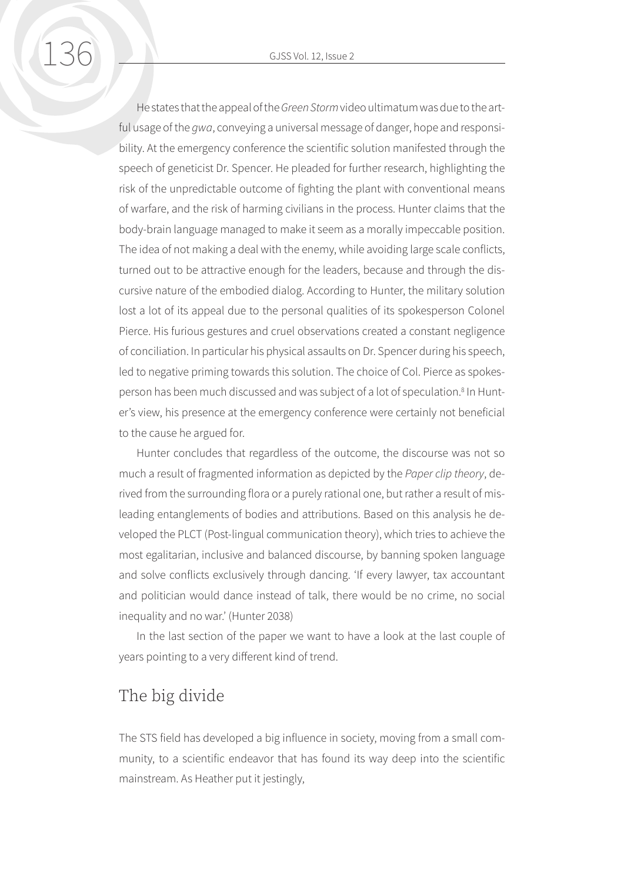He states that the appeal of the *Green Storm* video ultimatum was due to the artful usage of the *gwa*, conveying a universal message of danger, hope and responsibility. At the emergency conference the scientific solution manifested through the speech of geneticist Dr. Spencer. He pleaded for further research, highlighting the risk of the unpredictable outcome of fighting the plant with conventional means of warfare, and the risk of harming civilians in the process. Hunter claims that the body-brain language managed to make it seem as a morally impeccable position. The idea of not making a deal with the enemy, while avoiding large scale conflicts, turned out to be attractive enough for the leaders, because and through the discursive nature of the embodied dialog. According to Hunter, the military solution lost a lot of its appeal due to the personal qualities of its spokesperson Colonel Pierce. His furious gestures and cruel observations created a constant negligence of conciliation. In particular his physical assaults on Dr. Spencer during his speech, led to negative priming towards this solution. The choice of Col. Pierce as spokesperson has been much discussed and was subject of a lot of speculation.[8] In Hunter's view, his presence at the emergency conference were certainly not beneficial to the cause he argued for.

Hunter concludes that regardless of the outcome, the discourse was not so much a result of fragmented information as depicted by the *Paper clip theory*, derived from the surrounding flora or a purely rational one, but rather a result of misleading entanglements of bodies and attributions. Based on this analysis he developed the PLCT (Post-lingual communication theory), which tries to achieve the most egalitarian, inclusive and balanced discourse, by banning spoken language and solve conflicts exclusively through dancing. 'If every lawyer, tax accountant and politician would dance instead of talk, there would be no crime, no social inequality and no war.' (Hunter 2038)

In the last section of the paper we want to have a look at the last couple of years pointing to a very different kind of trend.

## The big divide

The STS field has developed a big influence in society, moving from a small community, to a scientific endeavor that has found its way deep into the scientific mainstream. As Heather put it jestingly,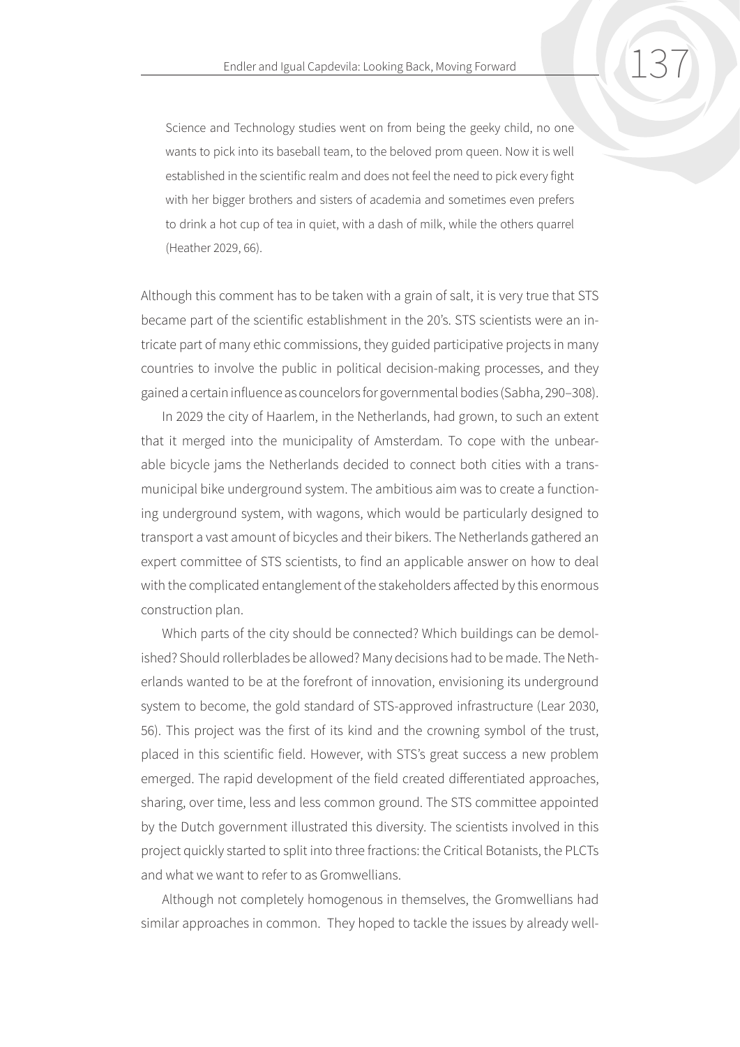> Science and Technology studies went on from being the geeky child, no one wants to pick into its baseball team, to the beloved prom queen. Now it is well established in the scientific realm and does not feel the need to pick every fight with her bigger brothers and sisters of academia and sometimes even prefers to drink a hot cup of tea in quiet, with a dash of milk, while the others quarrel (Heather 2029, 66).

Although this comment has to be taken with a grain of salt, it is very true that STS became part of the scientific establishment in the 20's. STS scientists were an intricate part of many ethic commissions, they guided participative projects in many countries to involve the public in political decision-making processes, and they gained a certain influence as councelors for governmental bodies (Sabha, 290–308).

In 2029 the city of Haarlem, in the Netherlands, had grown, to such an extent that it merged into the municipality of Amsterdam. To cope with the unbearable bicycle jams the Netherlands decided to connect both cities with a trans-municipal bike underground system. The ambitious aim was to create a functioning underground system, with wagons, which would be particularly designed to transport a vast amount of bicycles and their bikers. The Netherlands gathered an expert committee of STS scientists, to find an applicable answer on how to deal with the complicated entanglement of the stakeholders affected by this enormous construction plan.

Which parts of the city should be connected? Which buildings can be demolished? Should rollerblades be allowed? Many decisions had to be made. The Netherlands wanted to be at the forefront of innovation, envisioning its underground system to become, the gold standard of STS-approved infrastructure (Lear 2030, 56). This project was the first of its kind and the crowning symbol of the trust, placed in this scientific field. However, with STS's great success a new problem emerged. The rapid development of the field created differentiated approaches, sharing, over time, less and less common ground. The STS committee appointed by the Dutch government illustrated this diversity. The scientists involved in this project quickly started to split into three fractions: the Critical Botanists, the PLCTs and what we want to refer to as Gromwellians.

Although not completely homogenous in themselves, the Gromwellians had similar approaches in common. They hoped to tackle the issues by already well-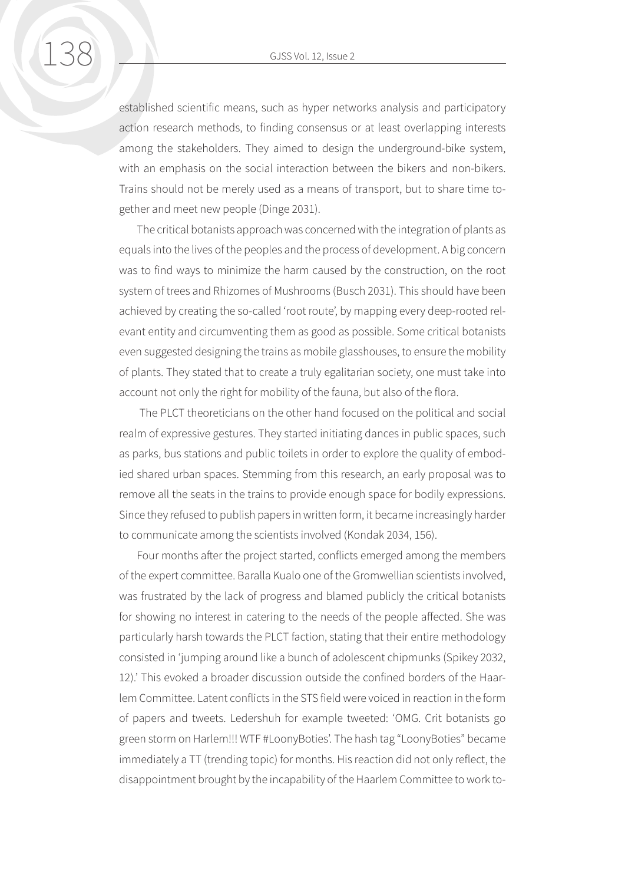established scientific means, such as hyper networks analysis and participatory action research methods, to finding consensus or at least overlapping interests among the stakeholders. They aimed to design the underground-bike system, with an emphasis on the social interaction between the bikers and non-bikers. Trains should not be merely used as a means of transport, but to share time together and meet new people (Dinge 2031).

The critical botanists approach was concerned with the integration of plants as equals into the lives of the peoples and the process of development. A big concern was to find ways to minimize the harm caused by the construction, on the root system of trees and Rhizomes of Mushrooms (Busch 2031). This should have been achieved by creating the so-called 'root route', by mapping every deep-rooted relevant entity and circumventing them as good as possible. Some critical botanists even suggested designing the trains as mobile glasshouses, to ensure the mobility of plants. They stated that to create a truly egalitarian society, one must take into account not only the right for mobility of the fauna, but also of the flora.

The PLCT theoreticians on the other hand focused on the political and social realm of expressive gestures. They started initiating dances in public spaces, such as parks, bus stations and public toilets in order to explore the quality of embodied shared urban spaces. Stemming from this research, an early proposal was to remove all the seats in the trains to provide enough space for bodily expressions. Since they refused to publish papers in written form, it became increasingly harder to communicate among the scientists involved (Kondak 2034, 156).

Four months after the project started, conflicts emerged among the members of the expert committee. Baralla Kualo one of the Gromwellian scientists involved, was frustrated by the lack of progress and blamed publicly the critical botanists for showing no interest in catering to the needs of the people affected. She was particularly harsh towards the PLCT faction, stating that their entire methodology consisted in 'jumping around like a bunch of adolescent chipmunks (Spikey 2032, 12).' This evoked a broader discussion outside the confined borders of the Haarlem Committee. Latent conflicts in the STS field were voiced in reaction in the form of papers and tweets. Ledershuh for example tweeted: 'OMG. Crit botanists go green storm on Harlem!!! WTF #LoonyBoties'. The hash tag "LoonyBoties" became immediately a TT (trending topic) for months. His reaction did not only reflect, the disappointment brought by the incapability of the Haarlem Committee to work to-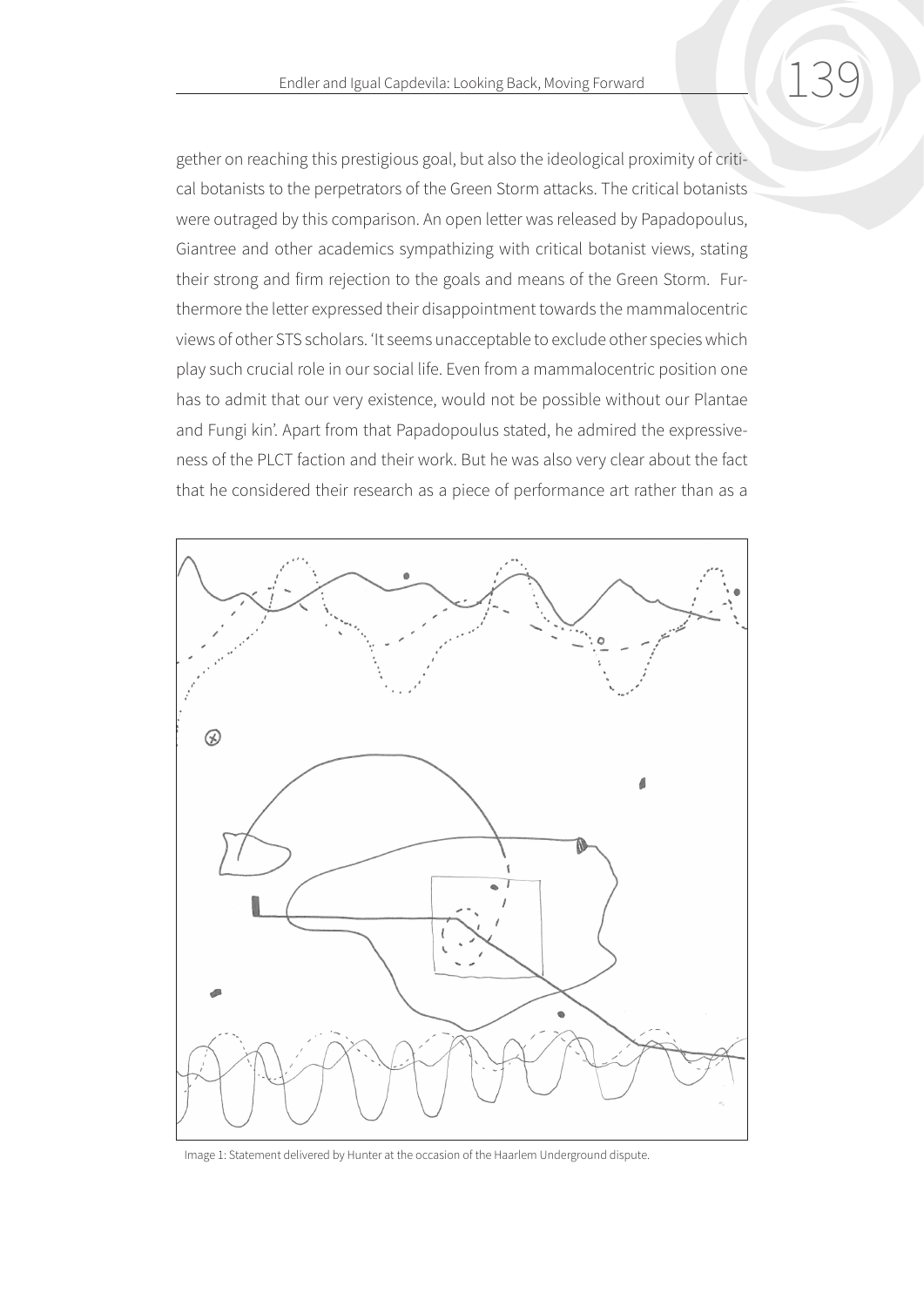gether on reaching this prestigious goal, but also the ideological proximity of critical botanists to the perpetrators of the Green Storm attacks. The critical botanists were outraged by this comparison. An open letter was released by Papadopoulus, Giantree and other academics sympathizing with critical botanist views, stating their strong and firm rejection to the goals and means of the Green Storm. Furthermore the letter expressed their disappointment towards the mammalocentric views of other STS scholars. 'It seems unacceptable to exclude other species which play such crucial role in our social life. Even from a mammalocentric position one has to admit that our very existence, would not be possible without our Plantae and Fungi kin'. Apart from that Papadopoulus stated, he admired the expressiveness of the PLCT faction and their work. But he was also very clear about the fact that he considered their research as a piece of performance art rather than as a

Image 1: Statement delivered by Hunter at the occasion of the Haarlem Underground dispute.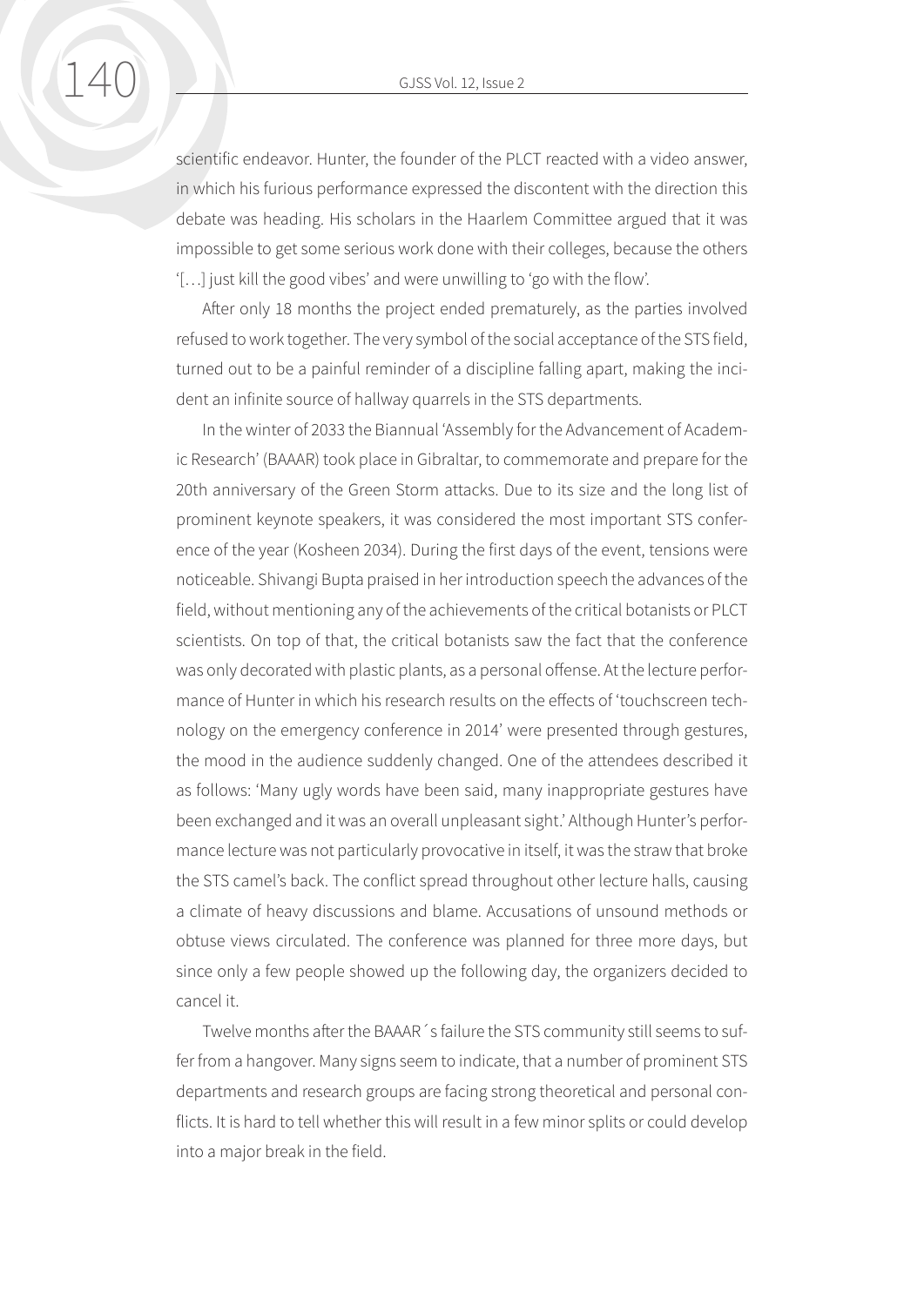scientific endeavor. Hunter, the founder of the PLCT reacted with a video answer, in which his furious performance expressed the discontent with the direction this debate was heading. His scholars in the Haarlem Committee argued that it was impossible to get some serious work done with their colleges, because the others '[…] just kill the good vibes' and were unwilling to 'go with the flow'.

After only 18 months the project ended prematurely, as the parties involved refused to work together. The very symbol of the social acceptance of the STS field, turned out to be a painful reminder of a discipline falling apart, making the incident an infinite source of hallway quarrels in the STS departments.

In the winter of 2033 the Biannual 'Assembly for the Advancement of Academic Research' (BAAAR) took place in Gibraltar, to commemorate and prepare for the 20th anniversary of the Green Storm attacks. Due to its size and the long list of prominent keynote speakers, it was considered the most important STS conference of the year (Kosheen 2034). During the first days of the event, tensions were noticeable. Shivangi Bupta praised in her introduction speech the advances of the field, without mentioning any of the achievements of the critical botanists or PLCT scientists. On top of that, the critical botanists saw the fact that the conference was only decorated with plastic plants, as a personal offense. At the lecture performance of Hunter in which his research results on the effects of 'touchscreen technology on the emergency conference in 2014' were presented through gestures, the mood in the audience suddenly changed. One of the attendees described it as follows: 'Many ugly words have been said, many inappropriate gestures have been exchanged and it was an overall unpleasant sight.' Although Hunter's performance lecture was not particularly provocative in itself, it was the straw that broke the STS camel's back. The conflict spread throughout other lecture halls, causing a climate of heavy discussions and blame. Accusations of unsound methods or obtuse views circulated. The conference was planned for three more days, but since only a few people showed up the following day, the organizers decided to cancel it.

Twelve months after the BAAAR´s failure the STS community still seems to suffer from a hangover. Many signs seem to indicate, that a number of prominent STS departments and research groups are facing strong theoretical and personal conflicts. It is hard to tell whether this will result in a few minor splits or could develop into a major break in the field.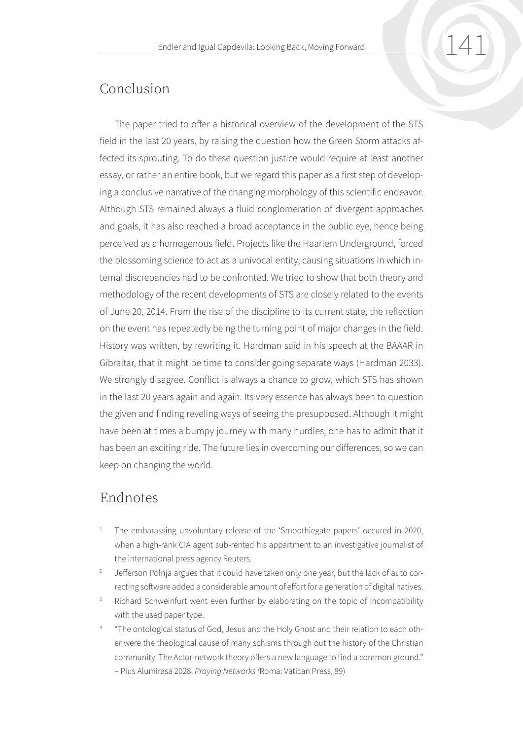## Conclusion

The paper tried to offer a historical overview of the development of the STS field in the last 20 years, by raising the question how the Green Storm attacks affected its sprouting. To do these question justice would require at least another essay, or rather an entire book, but we regard this paper as a first step of developing a conclusive narrative of the changing morphology of this scientific endeavor. Although STS remained always a fluid conglomeration of divergent approaches and goals, it has also reached a broad acceptance in the public eye, hence being perceived as a homogenous field. Projects like the Haarlem Underground, forced the blossoming science to act as a univocal entity, causing situations in which internal discrepancies had to be confronted. We tried to show that both theory and methodology of the recent developments of STS are closely related to the events of June 20, 2014. From the rise of the discipline to its current state, the reflection on the event has repeatedly being the turning point of major changes in the field. History was written, by rewriting it. Hardman said in his speech at the BAAAR in Gibraltar, that it might be time to consider going separate ways (Hardman 2033). We strongly disagree. Conflict is always a chance to grow, which STS has shown in the last 20 years again and again. Its very essence has always been to question the given and finding reveling ways of seeing the presupposed. Although it might have been at times a bumpy journey with many hurdles, one has to admit that it has been an exciting ride. The future lies in overcoming our differences, so we can keep on changing the world.

## Endnotes

1. The embarassing unvoluntary release of the 'Smoothiegate papers' occured in 2020, when a high-rank CIA agent sub-rented his appartment to an investigative journalist of the international press agency Reuters.
2. Jefferson Polnja argues that it could have taken only one year, but the lack of auto correcting software added a considerable amount of effort for a generation of digital natives.
3. Richard Schweinfurt went even further by elaborating on the topic of incompatibility with the used paper type.
4. "The ontological status of God, Jesus and the Holy Ghost and their relation to each other were the theological cause of many schisms through out the history of the Christian community. The Actor-network theory offers a new language to find a common ground." – Pius Alumirasa 2028. *Praying Networks (*Roma: Vatican Press, 89)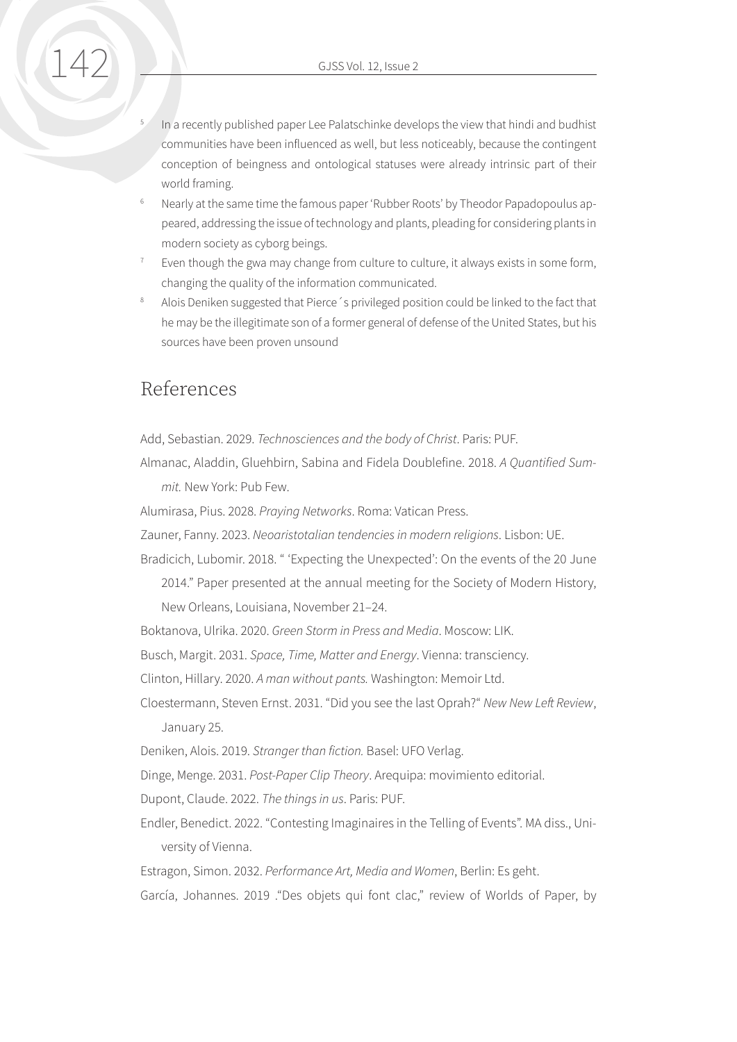[5] In a recently published paper Lee Palatschinke develops the view that hindi and budhist communities have been influenced as well, but less noticeably, because the contingent conception of beingness and ontological statuses were already intrinsic part of their world framing.

[6] Nearly at the same time the famous paper 'Rubber Roots' by Theodor Papadopoulus appeared, addressing the issue of technology and plants, pleading for considering plants in modern society as cyborg beings.

[7] Even though the gwa may change from culture to culture, it always exists in some form, changing the quality of the information communicated.

[8] Alois Deniken suggested that Pierce´s privileged position could be linked to the fact that he may be the illegitimate son of a former general of defense of the United States, but his sources have been proven unsound

# References

Add, Sebastian. 2029. *Technosciences and the body of Christ*. Paris: PUF.

Almanac, Aladdin, Gluehbirn, Sabina and Fidela Doublefine. 2018. *A Quantified Summit.* New York: Pub Few.

Alumirasa, Pius. 2028. *Praying Networks*. Roma: Vatican Press.

Zauner, Fanny. 2023. *Neoaristotalian tendencies in modern religions*. Lisbon: UE.

Bradicich, Lubomir. 2018. " 'Expecting the Unexpected': On the events of the 20 June 2014." Paper presented at the annual meeting for the Society of Modern History, New Orleans, Louisiana, November 21–24.

Boktanova, Ulrika. 2020. *Green Storm in Press and Media*. Moscow: LIK.

Busch, Margit. 2031. *Space, Time, Matter and Energy*. Vienna: transciency.

Clinton, Hillary. 2020. *A man without pants.* Washington: Memoir Ltd.

Cloestermann, Steven Ernst. 2031. "Did you see the last Oprah?" *New New Left Review*, January 25.

Deniken, Alois. 2019. *Stranger than fiction.* Basel: UFO Verlag.

Dinge, Menge. 2031. *Post-Paper Clip Theory*. Arequipa: movimiento editorial.

Dupont, Claude. 2022. *The things in us*. Paris: PUF.

Endler, Benedict. 2022. "Contesting Imaginaires in the Telling of Events". MA diss., University of Vienna.

Estragon, Simon. 2032. *Performance Art, Media and Women*, Berlin: Es geht.

García, Johannes. 2019 ."Des objets qui font clac," review of Worlds of Paper, by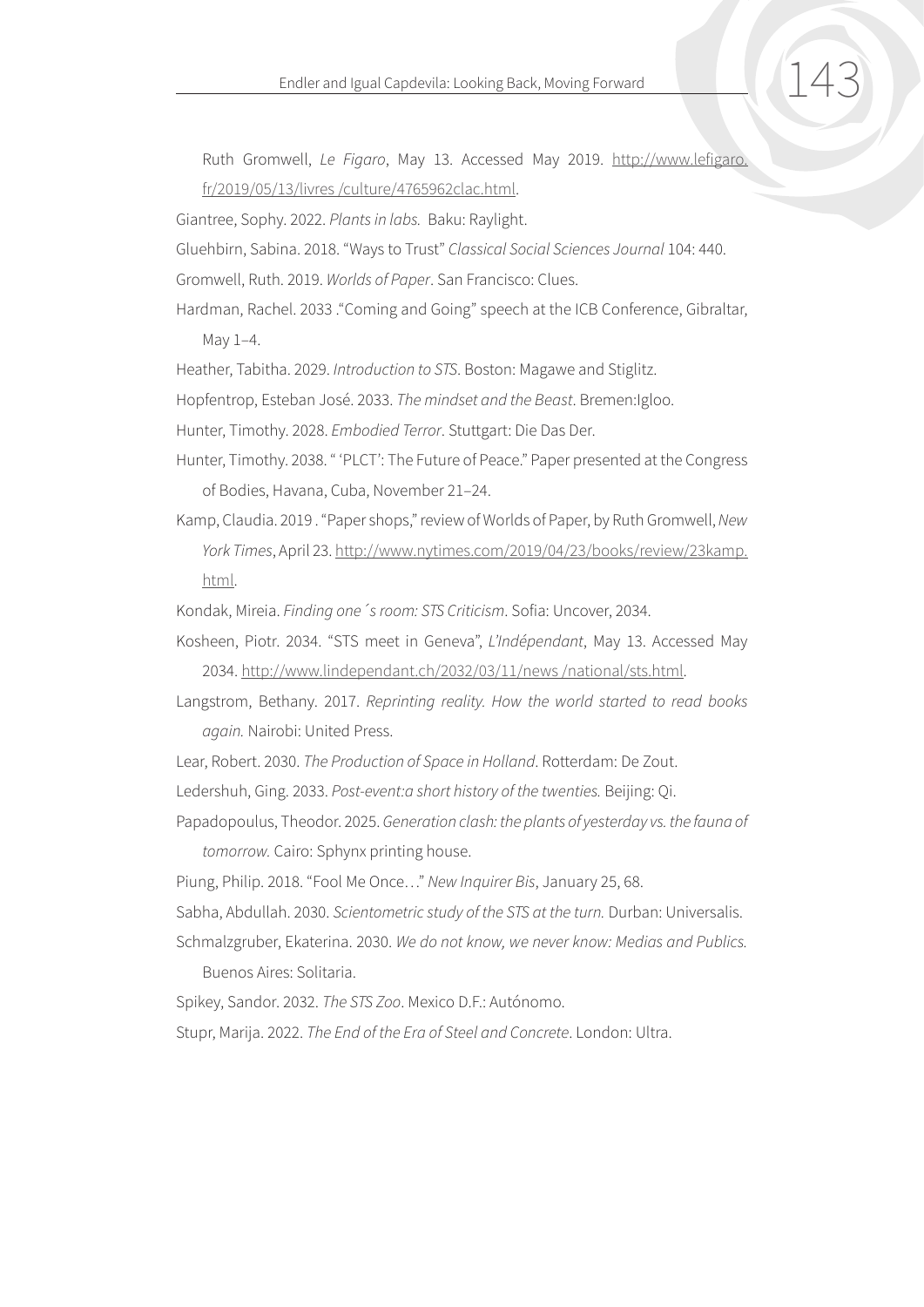Ruth Gromwell, *Le Figaro*, May 13. Accessed May 2019. http://www.lefigaro.fr/2019/05/13/livres /culture/4765962clac.html.

Giantree, Sophy. 2022. *Plants in labs.* Baku: Raylight.

Gluehbirn, Sabina. 2018. "Ways to Trust" *Classical Social Sciences Journal* 104: 440.

Gromwell, Ruth. 2019. *Worlds of Paper*. San Francisco: Clues.

Hardman, Rachel. 2033 ."Coming and Going" speech at the ICB Conference, Gibraltar, May 1–4.

Heather, Tabitha. 2029. *Introduction to STS*. Boston: Magawe and Stiglitz.

Hopfentrop, Esteban José. 2033. *The mindset and the Beast*. Bremen:Igloo.

Hunter, Timothy. 2028. *Embodied Terror*. Stuttgart: Die Das Der.

Hunter, Timothy. 2038. " 'PLCT': The Future of Peace." Paper presented at the Congress of Bodies, Havana, Cuba, November 21–24.

Kamp, Claudia. 2019 . "Paper shops," review of Worlds of Paper, by Ruth Gromwell, *New York Times*, April 23. http://www.nytimes.com/2019/04/23/books/review/23kamp.html.

Kondak, Mireia. *Finding one´s room: STS Criticism*. Sofia: Uncover, 2034.

Kosheen, Piotr. 2034. "STS meet in Geneva", *L'Indépendant*, May 13. Accessed May 2034. http://www.lindependant.ch/2032/03/11/news /national/sts.html.

Langstrom, Bethany. 2017. *Reprinting reality. How the world started to read books again.* Nairobi: United Press.

Lear, Robert. 2030. *The Production of Space in Holland*. Rotterdam: De Zout.

Ledershuh, Ging. 2033. *Post-event:a short history of the twenties.* Beijing: Qi.

Papadopoulus, Theodor. 2025. *Generation clash: the plants of yesterday vs. the fauna of tomorrow.* Cairo: Sphynx printing house.

Piung, Philip. 2018. "Fool Me Once…" *New Inquirer Bis*, January 25, 68.

Sabha, Abdullah. 2030. *Scientometric study of the STS at the turn.* Durban: Universalis.

Schmalzgruber, Ekaterina. 2030. *We do not know, we never know: Medias and Publics.* Buenos Aires: Solitaria.

Spikey, Sandor. 2032. *The STS Zoo*. Mexico D.F.: Autónomo.

Stupr, Marija. 2022. *The End of the Era of Steel and Concrete*. London: Ultra.